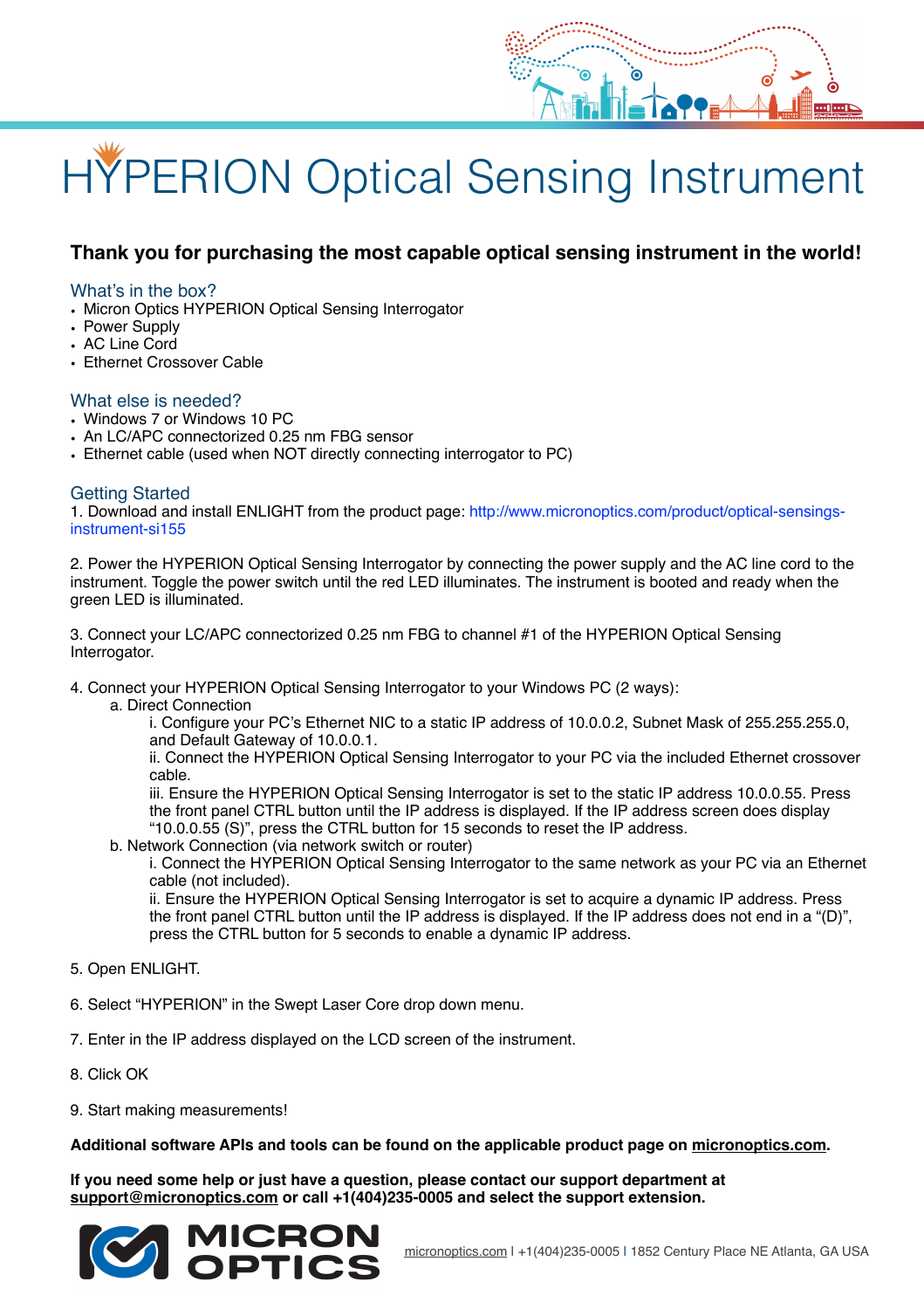# HYPERION Optical Sensing Instrument

**Thank you for purchasing the most capable optical sensing instrument in the world!**

## What's in the box?

- Micron Optics HYPERION Optical Sensing Interrogator
- Power Supply
- AC Line Cord
- Ethernet Crossover Cable

## What else is needed?

- Windows 7 or Windows 10 PC
- An LC/APC connectorized 0.25 nm FBG sensor
- Ethernet cable (used when NOT directly connecting interrogator to PC)

## Getting Started

1. Download and install ENLIGHT from the product page: http://www.micronoptics.com/product/optical-sensings-instrument-si155

2. Power the HYPERION Optical Sensing Interrogator by connecting the power supply and the AC line cord to the instrument. Toggle the power switch until the red LED illuminates. The instrument is booted and ready when the green LED is illuminated.

3. Connect your LC/APC connectorized 0.25 nm FBG to channel #1 of the HYPERION Optical Sensing Interrogator.

4. Connect your HYPERION Optical Sensing Interrogator to your Windows PC (2 ways):
   a. Direct Connection
      i. Configure your PC's Ethernet NIC to a static IP address of 10.0.0.2, Subnet Mask of 255.255.255.0, and Default Gateway of 10.0.0.1.
      ii. Connect the HYPERION Optical Sensing Interrogator to your PC via the included Ethernet crossover cable.
      iii. Ensure the HYPERION Optical Sensing Interrogator is set to the static IP address 10.0.0.55. Press the front panel CTRL button until the IP address is displayed. If the IP address screen does display "10.0.0.55 (S)", press the CTRL button for 15 seconds to reset the IP address.
   b. Network Connection (via network switch or router)
      i. Connect the HYPERION Optical Sensing Interrogator to the same network as your PC via an Ethernet cable (not included).
      ii. Ensure the HYPERION Optical Sensing Interrogator is set to acquire a dynamic IP address. Press the front panel CTRL button until the IP address is displayed. If the IP address does not end in a "(D)", press the CTRL button for 5 seconds to enable a dynamic IP address.

5. Open ENLIGHT.

6. Select "HYPERION" in the Swept Laser Core drop down menu.

7. Enter in the IP address displayed on the LCD screen of the instrument.

8. Click OK

9. Start making measurements!

**Additional software APIs and tools can be found on the applicable product page on micronoptics.com.**

**If you need some help or just have a question, please contact our support department at support@micronoptics.com or call +1(404)235-0005 and select the support extension.**

MICRON OPTICS

micronoptics.com | +1(404)235-0005 | 1852 Century Place NE Atlanta, GA USA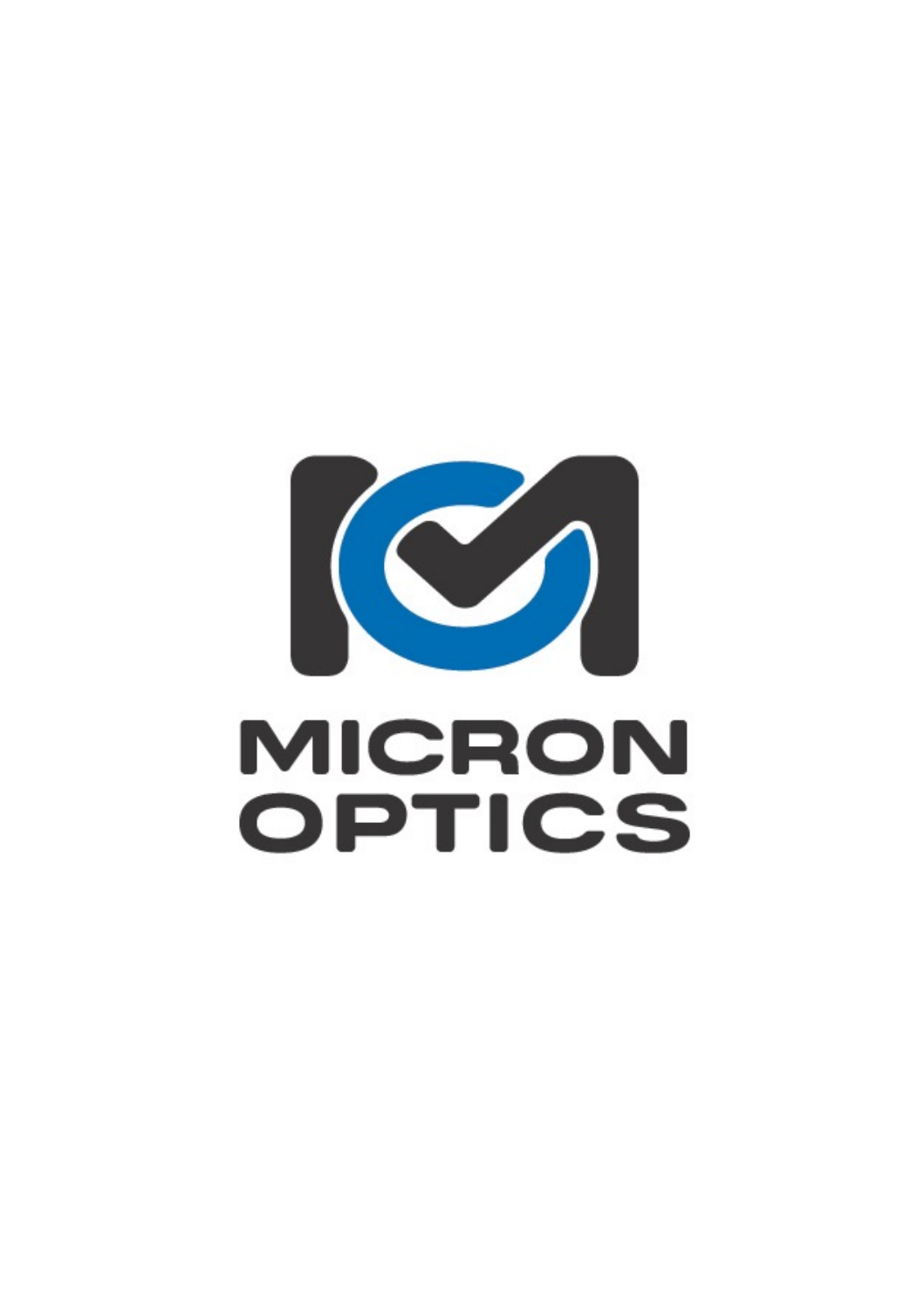MICRON
OPTICS